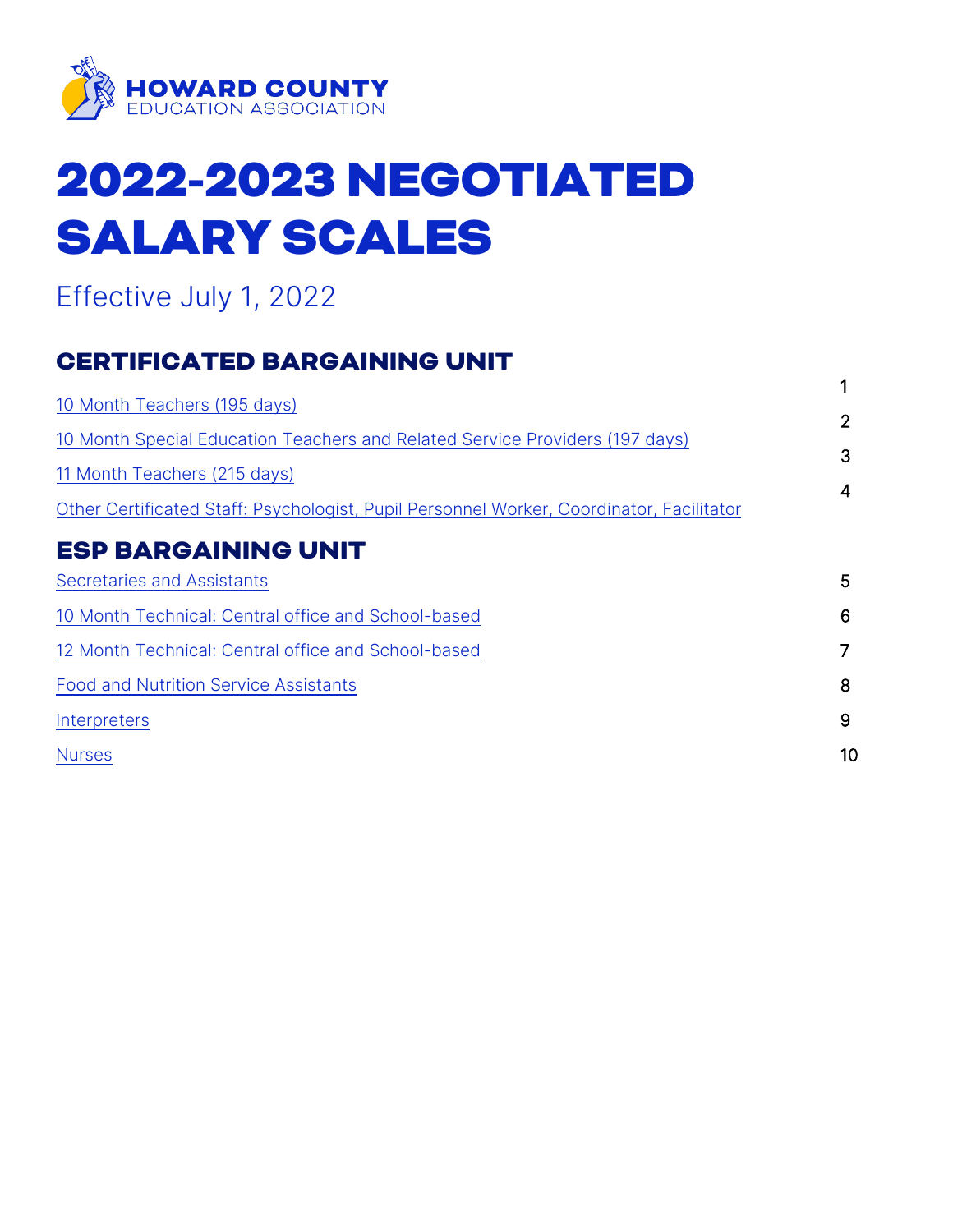HOWARD COUNTY
EDUCATION ASSOCIATION

# 2022-2023 NEGOTIATED SALARY SCALES

Effective July 1, 2022

## CERTIFICATED BARGAINING UNIT

| | |
|---|---|
| 10 Month Teachers (195 days) | 1 |
| 10 Month Special Education Teachers and Related Service Providers (197 days) | 2 |
| 11 Month Teachers (215 days) | 3 |
| Other Certificated Staff: Psychologist, Pupil Personnel Worker, Coordinator, Facilitator | 4 |

## ESP BARGAINING UNIT

| | |
|---|---|
| Secretaries and Assistants | 5 |
| 10 Month Technical: Central office and School-based | 6 |
| 12 Month Technical: Central office and School-based | 7 |
| Food and Nutrition Service Assistants | 8 |
| Interpreters | 9 |
| Nurses | 10 |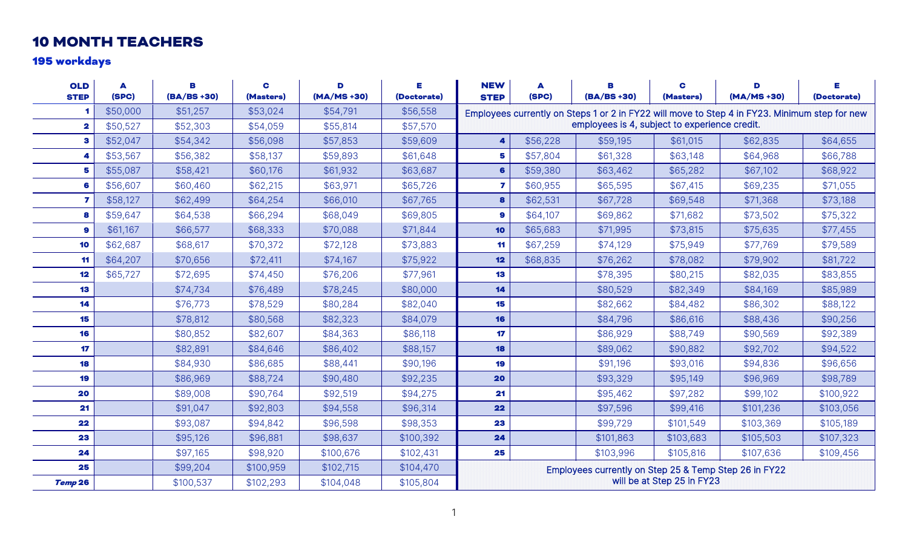# 10 MONTH TEACHERS

## 195 workdays

| OLD STEP | A (SPC) | B (BA/BS +30) | C (Masters) | D (MA/MS +30) | E (Doctorate) | NEW STEP | A (SPC) | B (BA/BS +30) | C (Masters) | D (MA/MS +30) | E (Doctorate) |
|---|---|---|---|---|---|---|---|---|---|---|---|
| 1 | $50,000 | $51,257 | $53,024 | $54,791 | $56,558 | Employees currently on Steps 1 or 2 in FY22 will move to Step 4 in FY23. Minimum step for new employees is 4, subject to experience credit. | | | | | |
| 2 | $50,527 | $52,303 | $54,059 | $55,814 | $57,570 | | | | | | |
| 3 | $52,047 | $54,342 | $56,098 | $57,853 | $59,609 | 4 | $56,228 | $59,195 | $61,015 | $62,835 | $64,655 |
| 4 | $53,567 | $56,382 | $58,137 | $59,893 | $61,648 | 5 | $57,804 | $61,328 | $63,148 | $64,968 | $66,788 |
| 5 | $55,087 | $58,421 | $60,176 | $61,932 | $63,687 | 6 | $59,380 | $63,462 | $65,282 | $67,102 | $68,922 |
| 6 | $56,607 | $60,460 | $62,215 | $63,971 | $65,726 | 7 | $60,955 | $65,595 | $67,415 | $69,235 | $71,055 |
| 7 | $58,127 | $62,499 | $64,254 | $66,010 | $67,765 | 8 | $62,531 | $67,728 | $69,548 | $71,368 | $73,188 |
| 8 | $59,647 | $64,538 | $66,294 | $68,049 | $69,805 | 9 | $64,107 | $69,862 | $71,682 | $73,502 | $75,322 |
| 9 | $61,167 | $66,577 | $68,333 | $70,088 | $71,844 | 10 | $65,683 | $71,995 | $73,815 | $75,635 | $77,455 |
| 10 | $62,687 | $68,617 | $70,372 | $72,128 | $73,883 | 11 | $67,259 | $74,129 | $75,949 | $77,769 | $79,589 |
| 11 | $64,207 | $70,656 | $72,411 | $74,167 | $75,922 | 12 | $68,835 | $76,262 | $78,082 | $79,902 | $81,722 |
| 12 | $65,727 | $72,695 | $74,450 | $76,206 | $77,961 | 13 | | $78,395 | $80,215 | $82,035 | $83,855 |
| 13 | | $74,734 | $76,489 | $78,245 | $80,000 | 14 | | $80,529 | $82,349 | $84,169 | $85,989 |
| 14 | | $76,773 | $78,529 | $80,284 | $82,040 | 15 | | $82,662 | $84,482 | $86,302 | $88,122 |
| 15 | | $78,812 | $80,568 | $82,323 | $84,079 | 16 | | $84,796 | $86,616 | $88,436 | $90,256 |
| 16 | | $80,852 | $82,607 | $84,363 | $86,118 | 17 | | $86,929 | $88,749 | $90,569 | $92,389 |
| 17 | | $82,891 | $84,646 | $86,402 | $88,157 | 18 | | $89,062 | $90,882 | $92,702 | $94,522 |
| 18 | | $84,930 | $86,685 | $88,441 | $90,196 | 19 | | $91,196 | $93,016 | $94,836 | $96,656 |
| 19 | | $86,969 | $88,724 | $90,480 | $92,235 | 20 | | $93,329 | $95,149 | $96,969 | $98,789 |
| 20 | | $89,008 | $90,764 | $92,519 | $94,275 | 21 | | $95,462 | $97,282 | $99,102 | $100,922 |
| 21 | | $91,047 | $92,803 | $94,558 | $96,314 | 22 | | $97,596 | $99,416 | $101,236 | $103,056 |
| 22 | | $93,087 | $94,842 | $96,598 | $98,353 | 23 | | $99,729 | $101,549 | $103,369 | $105,189 |
| 23 | | $95,126 | $96,881 | $98,637 | $100,392 | 24 | | $101,863 | $103,683 | $105,503 | $107,323 |
| 24 | | $97,165 | $98,920 | $100,676 | $102,431 | 25 | | $103,996 | $105,816 | $107,636 | $109,456 |
| 25 | | $99,204 | $100,959 | $102,715 | $104,470 | Employees currently on Step 25 & Temp Step 26 in FY22 will be at Step 25 in FY23 | | | | | |
| *Temp* 26 | | $100,537 | $102,293 | $104,048 | $105,804 | | | | | | |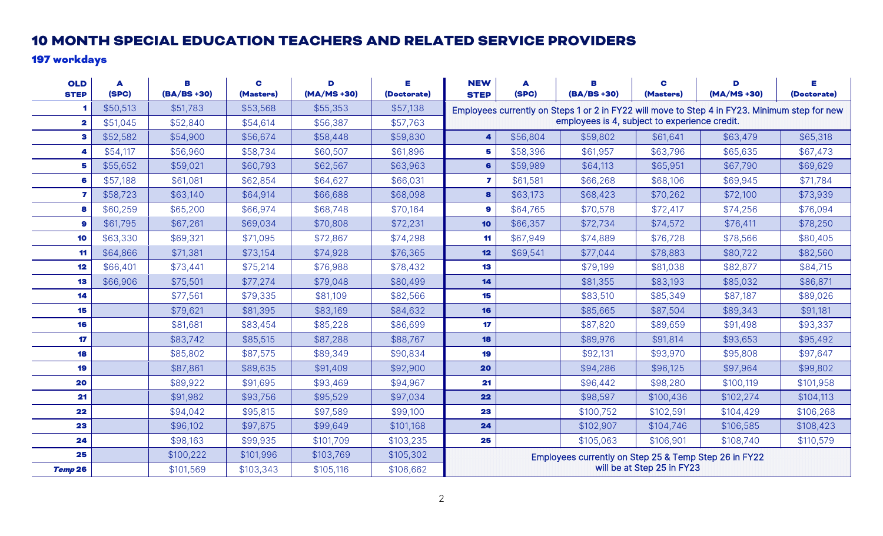# 10 MONTH SPECIAL EDUCATION TEACHERS AND RELATED SERVICE PROVIDERS

## 197 workdays

| OLD STEP | A (SPC) | B (BA/BS +30) | C (Masters) | D (MA/MS +30) | E (Doctorate) | NEW STEP | A (SPC) | B (BA/BS +30) | C (Masters) | D (MA/MS +30) | E (Doctorate) |
|---|---|---|---|---|---|---|---|---|---|---|---|
| 1 | $50,513 | $51,783 | $53,568 | $55,353 | $57,138 | Employees currently on Steps 1 or 2 in FY22 will move to Step 4 in FY23. Minimum step for new employees is 4, subject to experience credit. | | | | | |
| 2 | $51,045 | $52,840 | $54,614 | $56,387 | $57,763 | | | | | | |
| 3 | $52,582 | $54,900 | $56,674 | $58,448 | $59,830 | 4 | $56,804 | $59,802 | $61,641 | $63,479 | $65,318 |
| 4 | $54,117 | $56,960 | $58,734 | $60,507 | $61,896 | 5 | $58,396 | $61,957 | $63,796 | $65,635 | $67,473 |
| 5 | $55,652 | $59,021 | $60,793 | $62,567 | $63,963 | 6 | $59,989 | $64,113 | $65,951 | $67,790 | $69,629 |
| 6 | $57,188 | $61,081 | $62,854 | $64,627 | $66,031 | 7 | $61,581 | $66,268 | $68,106 | $69,945 | $71,784 |
| 7 | $58,723 | $63,140 | $64,914 | $66,688 | $68,098 | 8 | $63,173 | $68,423 | $70,262 | $72,100 | $73,939 |
| 8 | $60,259 | $65,200 | $66,974 | $68,748 | $70,164 | 9 | $64,765 | $70,578 | $72,417 | $74,256 | $76,094 |
| 9 | $61,795 | $67,261 | $69,034 | $70,808 | $72,231 | 10 | $66,357 | $72,734 | $74,572 | $76,411 | $78,250 |
| 10 | $63,330 | $69,321 | $71,095 | $72,867 | $74,298 | 11 | $67,949 | $74,889 | $76,728 | $78,566 | $80,405 |
| 11 | $64,866 | $71,381 | $73,154 | $74,928 | $76,365 | 12 | $69,541 | $77,044 | $78,883 | $80,722 | $82,560 |
| 12 | $66,401 | $73,441 | $75,214 | $76,988 | $78,432 | 13 | | $79,199 | $81,038 | $82,877 | $84,715 |
| 13 | $66,906 | $75,501 | $77,274 | $79,048 | $80,499 | 14 | | $81,355 | $83,193 | $85,032 | $86,871 |
| 14 | | $77,561 | $79,335 | $81,109 | $82,566 | 15 | | $83,510 | $85,349 | $87,187 | $89,026 |
| 15 | | $79,621 | $81,395 | $83,169 | $84,632 | 16 | | $85,665 | $87,504 | $89,343 | $91,181 |
| 16 | | $81,681 | $83,454 | $85,228 | $86,699 | 17 | | $87,820 | $89,659 | $91,498 | $93,337 |
| 17 | | $83,742 | $85,515 | $87,288 | $88,767 | 18 | | $89,976 | $91,814 | $93,653 | $95,492 |
| 18 | | $85,802 | $87,575 | $89,349 | $90,834 | 19 | | $92,131 | $93,970 | $95,808 | $97,647 |
| 19 | | $87,861 | $89,635 | $91,409 | $92,900 | 20 | | $94,286 | $96,125 | $97,964 | $99,802 |
| 20 | | $89,922 | $91,695 | $93,469 | $94,967 | 21 | | $96,442 | $98,280 | $100,119 | $101,958 |
| 21 | | $91,982 | $93,756 | $95,529 | $97,034 | 22 | | $98,597 | $100,436 | $102,274 | $104,113 |
| 22 | | $94,042 | $95,815 | $97,589 | $99,100 | 23 | | $100,752 | $102,591 | $104,429 | $106,268 |
| 23 | | $96,102 | $97,875 | $99,649 | $101,168 | 24 | | $102,907 | $104,746 | $106,585 | $108,423 |
| 24 | | $98,163 | $99,935 | $101,709 | $103,235 | 25 | | $105,063 | $106,901 | $108,740 | $110,579 |
| 25 | | $100,222 | $101,996 | $103,769 | $105,302 | Employees currently on Step 25 & Temp Step 26 in FY22 will be at Step 25 in FY23 | | | | | |
| *Temp* 26 | | $101,569 | $103,343 | $105,116 | $106,662 | | | | | | |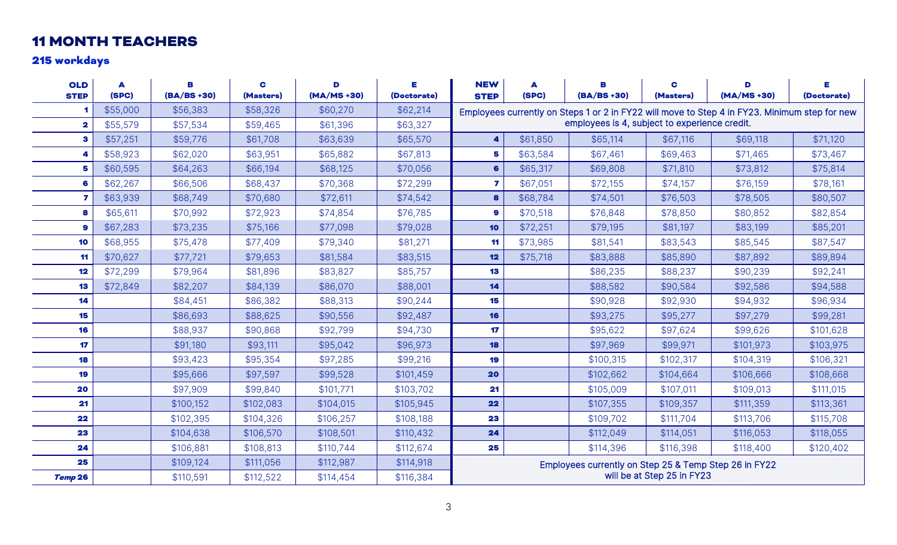## 11 MONTH TEACHERS

### 215 workdays

| OLD STEP | A (SPC) | B (BA/BS +30) | C (Masters) | D (MA/MS +30) | E (Doctorate) | NEW STEP | A (SPC) | B (BA/BS +30) | C (Masters) | D (MA/MS +30) | E (Doctorate) |
|---|---|---|---|---|---|---|---|---|---|---|---|
| 1 | $55,000 | $56,383 | $58,326 | $60,270 | $62,214 | Employees currently on Steps 1 or 2 in FY22 will move to Step 4 in FY23. Minimum step for new employees is 4, subject to experience credit. | | | | | |
| 2 | $55,579 | $57,534 | $59,465 | $61,396 | $63,327 | | | | | | |
| 3 | $57,251 | $59,776 | $61,708 | $63,639 | $65,570 | 4 | $61,850 | $65,114 | $67,116 | $69,118 | $71,120 |
| 4 | $58,923 | $62,020 | $63,951 | $65,882 | $67,813 | 5 | $63,584 | $67,461 | $69,463 | $71,465 | $73,467 |
| 5 | $60,595 | $64,263 | $66,194 | $68,125 | $70,056 | 6 | $65,317 | $69,808 | $71,810 | $73,812 | $75,814 |
| 6 | $62,267 | $66,506 | $68,437 | $70,368 | $72,299 | 7 | $67,051 | $72,155 | $74,157 | $76,159 | $78,161 |
| 7 | $63,939 | $68,749 | $70,680 | $72,611 | $74,542 | 8 | $68,784 | $74,501 | $76,503 | $78,505 | $80,507 |
| 8 | $65,611 | $70,992 | $72,923 | $74,854 | $76,785 | 9 | $70,518 | $76,848 | $78,850 | $80,852 | $82,854 |
| 9 | $67,283 | $73,235 | $75,166 | $77,098 | $79,028 | 10 | $72,251 | $79,195 | $81,197 | $83,199 | $85,201 |
| 10 | $68,955 | $75,478 | $77,409 | $79,340 | $81,271 | 11 | $73,985 | $81,541 | $83,543 | $85,545 | $87,547 |
| 11 | $70,627 | $77,721 | $79,653 | $81,584 | $83,515 | 12 | $75,718 | $83,888 | $85,890 | $87,892 | $89,894 |
| 12 | $72,299 | $79,964 | $81,896 | $83,827 | $85,757 | 13 | | $86,235 | $88,237 | $90,239 | $92,241 |
| 13 | $72,849 | $82,207 | $84,139 | $86,070 | $88,001 | 14 | | $88,582 | $90,584 | $92,586 | $94,588 |
| 14 | | $84,451 | $86,382 | $88,313 | $90,244 | 15 | | $90,928 | $92,930 | $94,932 | $96,934 |
| 15 | | $86,693 | $88,625 | $90,556 | $92,487 | 16 | | $93,275 | $95,277 | $97,279 | $99,281 |
| 16 | | $88,937 | $90,868 | $92,799 | $94,730 | 17 | | $95,622 | $97,624 | $99,626 | $101,628 |
| 17 | | $91,180 | $93,111 | $95,042 | $96,973 | 18 | | $97,969 | $99,971 | $101,973 | $103,975 |
| 18 | | $93,423 | $95,354 | $97,285 | $99,216 | 19 | | $100,315 | $102,317 | $104,319 | $106,321 |
| 19 | | $95,666 | $97,597 | $99,528 | $101,459 | 20 | | $102,662 | $104,664 | $106,666 | $108,668 |
| 20 | | $97,909 | $99,840 | $101,771 | $103,702 | 21 | | $105,009 | $107,011 | $109,013 | $111,015 |
| 21 | | $100,152 | $102,083 | $104,015 | $105,945 | 22 | | $107,355 | $109,357 | $111,359 | $113,361 |
| 22 | | $102,395 | $104,326 | $106,257 | $108,188 | 23 | | $109,702 | $111,704 | $113,706 | $115,708 |
| 23 | | $104,638 | $106,570 | $108,501 | $110,432 | 24 | | $112,049 | $114,051 | $116,053 | $118,055 |
| 24 | | $106,881 | $108,813 | $110,744 | $112,674 | 25 | | $114,396 | $116,398 | $118,400 | $120,402 |
| 25 | | $109,124 | $111,056 | $112,987 | $114,918 | Employees currently on Step 25 & Temp Step 26 in FY22 will be at Step 25 in FY23 | | | | | |
| *Temp* 26 | | $110,591 | $112,522 | $114,454 | $116,384 | | | | | | |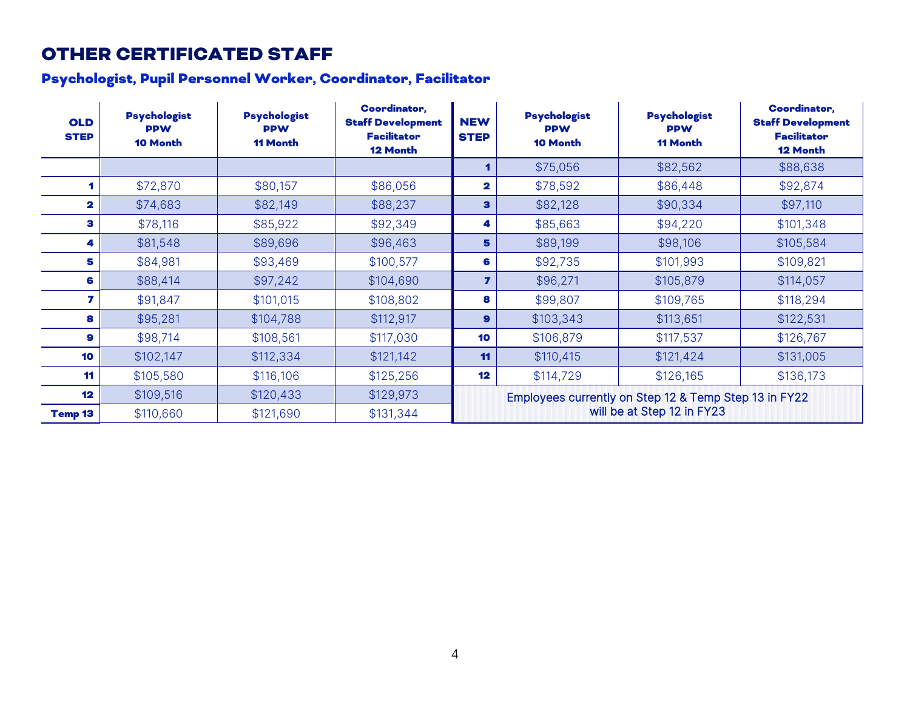# OTHER CERTIFICATED STAFF

## Psychologist, Pupil Personnel Worker, Coordinator, Facilitator

| OLD STEP | Psychologist PPW 10 Month | Psychologist PPW 11 Month | Coordinator, Staff Development Facilitator 12 Month | NEW STEP | Psychologist PPW 10 Month | Psychologist PPW 11 Month | Coordinator, Staff Development Facilitator 12 Month |
|---|---|---|---|---|---|---|---|
| | | | | 1 | $75,056 | $82,562 | $88,638 |
| 1 | $72,870 | $80,157 | $86,056 | 2 | $78,592 | $86,448 | $92,874 |
| 2 | $74,683 | $82,149 | $88,237 | 3 | $82,128 | $90,334 | $97,110 |
| 3 | $78,116 | $85,922 | $92,349 | 4 | $85,663 | $94,220 | $101,348 |
| 4 | $81,548 | $89,696 | $96,463 | 5 | $89,199 | $98,106 | $105,584 |
| 5 | $84,981 | $93,469 | $100,577 | 6 | $92,735 | $101,993 | $109,821 |
| 6 | $88,414 | $97,242 | $104,690 | 7 | $96,271 | $105,879 | $114,057 |
| 7 | $91,847 | $101,015 | $108,802 | 8 | $99,807 | $109,765 | $118,294 |
| 8 | $95,281 | $104,788 | $112,917 | 9 | $103,343 | $113,651 | $122,531 |
| 9 | $98,714 | $108,561 | $117,030 | 10 | $106,879 | $117,537 | $126,767 |
| 10 | $102,147 | $112,334 | $121,142 | 11 | $110,415 | $121,424 | $131,005 |
| 11 | $105,580 | $116,106 | $125,256 | 12 | $114,729 | $126,165 | $136,173 |
| 12 | $109,516 | $120,433 | $129,973 | Employees currently on Step 12 & Temp Step 13 in FY22 will be at Step 12 in FY23 | | | |
| Temp 13 | $110,660 | $121,690 | $131,344 | | | | |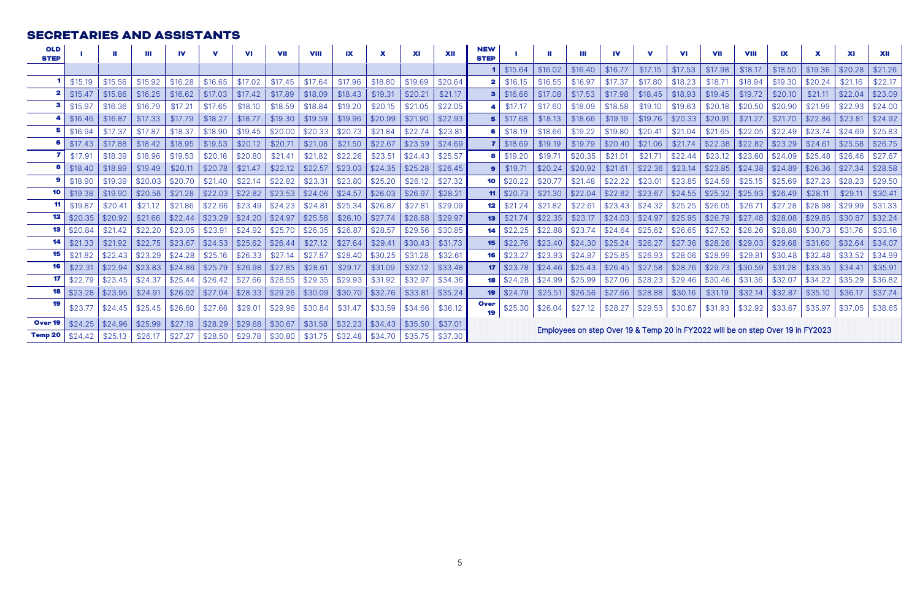## SECRETARIES AND ASSISTANTS

| OLD STEP | I | II | III | IV | V | VI | VII | VIII | IX | X | XI | XII |
|---|---|---|---|---|---|---|---|---|---|---|---|---|
| 1 | $15.19 | $15.56 | $15.92 | $16.28 | $16.65 | $17.02 | $17.45 | $17.64 | $17.96 | $18.80 | $19.69 | $20.64 |
| 2 | $15.47 | $15.86 | $16.25 | $16.62 | $17.03 | $17.42 | $17.89 | $18.09 | $18.43 | $19.31 | $20.21 | $21.17 |
| 3 | $15.97 | $16.36 | $16.79 | $17.21 | $17.65 | $18.10 | $18.59 | $18.84 | $19.20 | $20.15 | $21.05 | $22.05 |
| 4 | $16.46 | $16.87 | $17.33 | $17.79 | $18.27 | $18.77 | $19.30 | $19.59 | $19.96 | $20.99 | $21.90 | $22.93 |
| 5 | $16.94 | $17.37 | $17.87 | $18.37 | $18.90 | $19.45 | $20.00 | $20.33 | $20.73 | $21.84 | $22.74 | $23.81 |
| 6 | $17.43 | $17.88 | $18.42 | $18.95 | $19.53 | $20.12 | $20.71 | $21.08 | $21.50 | $22.67 | $23.59 | $24.69 |
| 7 | $17.91 | $18.39 | $18.96 | $19.53 | $20.16 | $20.80 | $21.41 | $21.82 | $22.26 | $23.51 | $24.43 | $25.57 |
| 8 | $18.40 | $18.89 | $19.49 | $20.11 | $20.78 | $21.47 | $22.12 | $22.57 | $23.03 | $24.35 | $25.28 | $26.45 |
| 9 | $18.90 | $19.39 | $20.03 | $20.70 | $21.40 | $22.14 | $22.82 | $23.31 | $23.80 | $25.20 | $26.12 | $27.32 |
| 10 | $19.38 | $19.90 | $20.58 | $21.28 | $22.03 | $22.82 | $23.53 | $24.06 | $24.57 | $26.03 | $26.97 | $28.21 |
| 11 | $19.87 | $20.41 | $21.12 | $21.86 | $22.66 | $23.49 | $24.23 | $24.81 | $25.34 | $26.87 | $27.81 | $29.09 |
| 12 | $20.35 | $20.92 | $21.66 | $22.44 | $23.29 | $24.20 | $24.97 | $25.58 | $26.10 | $27.74 | $28.68 | $29.97 |
| 13 | $20.84 | $21.42 | $22.20 | $23.05 | $23.91 | $24.92 | $25.70 | $26.35 | $26.87 | $28.57 | $29.56 | $30.85 |
| 14 | $21.33 | $21.92 | $22.75 | $23.67 | $24.53 | $25.62 | $26.44 | $27.12 | $27.64 | $29.41 | $30.43 | $31.73 |
| 15 | $21.82 | $22.43 | $23.29 | $24.28 | $25.16 | $26.33 | $27.14 | $27.87 | $28.40 | $30.25 | $31.28 | $32.61 |
| 16 | $22.31 | $22.94 | $23.83 | $24.86 | $25.79 | $26.98 | $27.85 | $28.61 | $29.17 | $31.09 | $32.12 | $33.48 |
| 17 | $22.79 | $23.45 | $24.37 | $25.44 | $26.42 | $27.66 | $28.55 | $29.35 | $29.93 | $31.92 | $32.97 | $34.36 |
| 18 | $23.28 | $23.95 | $24.91 | $26.02 | $27.04 | $28.33 | $29.26 | $30.09 | $30.70 | $32.76 | $33.81 | $35.24 |
| 19 | $23.77 | $24.45 | $25.45 | $26.60 | $27.66 | $29.01 | $29.96 | $30.84 | $31.47 | $33.59 | $34.66 | $36.12 |
| Over 19 | $24.25 | $24.96 | $25.99 | $27.19 | $28.29 | $29.68 | $30.67 | $31.58 | $32.23 | $34.43 | $35.50 | $37.01 |
| Temp 20 | $24.42 | $25.13 | $26.17 | $27.27 | $28.50 | $29.78 | $30.80 | $31.75 | $32.48 | $34.70 | $35.75 | $37.30 |

| NEW STEP | I | II | III | IV | V | VI | VII | VIII | IX | X | XI | XII |
|---|---|---|---|---|---|---|---|---|---|---|---|---|
| 1 | $15.64 | $16.02 | $16.40 | $16.77 | $17.15 | $17.53 | $17.98 | $18.17 | $18.50 | $19.36 | $20.28 | $21.26 |
| 2 | $16.15 | $16.55 | $16.97 | $17.37 | $17.80 | $18.23 | $18.71 | $18.94 | $19.30 | $20.24 | $21.16 | $22.17 |
| 3 | $16.66 | $17.08 | $17.53 | $17.98 | $18.45 | $18.93 | $19.45 | $19.72 | $20.10 | $21.11 | $22.04 | $23.09 |
| 4 | $17.17 | $17.60 | $18.09 | $18.58 | $19.10 | $19.63 | $20.18 | $20.50 | $20.90 | $21.99 | $22.93 | $24.00 |
| 5 | $17.68 | $18.13 | $18.66 | $19.19 | $19.76 | $20.33 | $20.91 | $21.27 | $21.70 | $22.86 | $23.81 | $24.92 |
| 6 | $18.19 | $18.66 | $19.22 | $19.80 | $20.41 | $21.04 | $21.65 | $22.05 | $22.49 | $23.74 | $24.69 | $25.83 |
| 7 | $18.69 | $19.19 | $19.79 | $20.40 | $21.06 | $21.74 | $22.38 | $22.82 | $23.29 | $24.61 | $25.58 | $26.75 |
| 8 | $19.20 | $19.71 | $20.35 | $21.01 | $21.71 | $22.44 | $23.12 | $23.60 | $24.09 | $25.48 | $26.46 | $27.67 |
| 9 | $19.71 | $20.24 | $20.92 | $21.61 | $22.36 | $23.14 | $23.85 | $24.38 | $24.89 | $26.36 | $27.34 | $28.58 |
| 10 | $20.22 | $20.77 | $21.48 | $22.22 | $23.01 | $23.85 | $24.59 | $25.15 | $25.69 | $27.23 | $28.23 | $29.50 |
| 11 | $20.73 | $21.30 | $22.04 | $22.82 | $23.67 | $24.55 | $25.32 | $25.93 | $26.49 | $28.11 | $29.11 | $30.41 |
| 12 | $21.24 | $21.82 | $22.61 | $23.43 | $24.32 | $25.25 | $26.05 | $26.71 | $27.28 | $28.98 | $29.99 | $31.33 |
| 13 | $21.74 | $22.35 | $23.17 | $24.03 | $24.97 | $25.95 | $26.79 | $27.48 | $28.08 | $29.85 | $30.87 | $32.24 |
| 14 | $22.25 | $22.88 | $23.74 | $24.64 | $25.62 | $26.65 | $27.52 | $28.26 | $28.88 | $30.73 | $31.76 | $33.16 |
| 15 | $22.76 | $23.40 | $24.30 | $25.24 | $26.27 | $27.36 | $28.26 | $29.03 | $29.68 | $31.60 | $32.64 | $34.07 |
| 16 | $23.27 | $23.93 | $24.87 | $25.85 | $26.93 | $28.06 | $28.99 | $29.81 | $30.48 | $32.48 | $33.52 | $34.99 |
| 17 | $23.78 | $24.46 | $25.43 | $26.45 | $27.58 | $28.76 | $29.73 | $30.59 | $31.28 | $33.35 | $34.41 | $35.91 |
| 18 | $24.28 | $24.99 | $25.99 | $27.06 | $28.23 | $29.46 | $30.46 | $31.36 | $32.07 | $34.22 | $35.29 | $36.82 |
| 19 | $24.79 | $25.51 | $26.56 | $27.66 | $28.88 | $30.16 | $31.19 | $32.14 | $32.87 | $35.10 | $36.17 | $37.74 |
| Over 19 | $25.30 | $26.04 | $27.12 | $28.27 | $29.53 | $30.87 | $31.93 | $32.92 | $33.67 | $35.97 | $37.05 | $38.65 |

Employees on step Over 19 & Temp 20 in FY2022 will be on step Over 19 in FY2023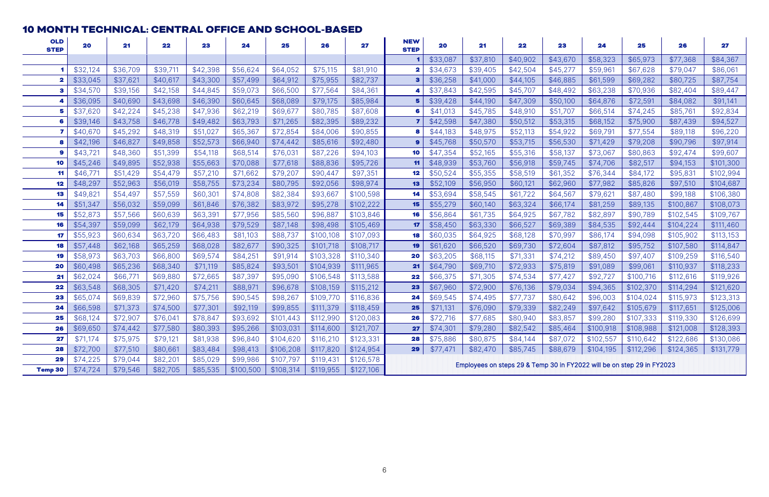## 10 MONTH TECHNICAL: CENTRAL OFFICE AND SCHOOL-BASED

| OLD STEP | 20 | 21 | 22 | 23 | 24 | 25 | 26 | 27 | NEW STEP | 20 | 21 | 22 | 23 | 24 | 25 | 26 | 27 |
|---|---|---|---|---|---|---|---|---|---|---|---|---|---|---|---|---|---|
| | | | | | | | | | 1 | $33,087 | $37,810 | $40,902 | $43,670 | $58,323 | $65,973 | $77,368 | $84,367 |
| 1 | $32,124 | $36,709 | $39,711 | $42,398 | $56,624 | $64,052 | $75,115 | $81,910 | 2 | $34,673 | $39,405 | $42,504 | $45,277 | $59,961 | $67,628 | $79,047 | $86,061 |
| 2 | $33,045 | $37,621 | $40,617 | $43,300 | $57,499 | $64,912 | $75,955 | $82,737 | 3 | $36,258 | $41,000 | $44,105 | $46,885 | $61,599 | $69,282 | $80,725 | $87,754 |
| 3 | $34,570 | $39,156 | $42,158 | $44,845 | $59,073 | $66,500 | $77,564 | $84,361 | 4 | $37,843 | $42,595 | $45,707 | $48,492 | $63,238 | $70,936 | $82,404 | $89,447 |
| 4 | $36,095 | $40,690 | $43,698 | $46,390 | $60,645 | $68,089 | $79,175 | $85,984 | 5 | $39,428 | $44,190 | $47,309 | $50,100 | $64,876 | $72,591 | $84,082 | $91,141 |
| 5 | $37,620 | $42,224 | $45,238 | $47,936 | $62,219 | $69,677 | $80,785 | $87,608 | 6 | $41,013 | $45,785 | $48,910 | $51,707 | $66,514 | $74,245 | $85,761 | $92,834 |
| 6 | $39,146 | $43,758 | $46,778 | $49,482 | $63,793 | $71,265 | $82,395 | $89,232 | 7 | $42,598 | $47,380 | $50,512 | $53,315 | $68,152 | $75,900 | $87,439 | $94,527 |
| 7 | $40,670 | $45,292 | $48,319 | $51,027 | $65,367 | $72,854 | $84,006 | $90,855 | 8 | $44,183 | $48,975 | $52,113 | $54,922 | $69,791 | $77,554 | $89,118 | $96,220 |
| 8 | $42,196 | $46,827 | $49,858 | $52,573 | $66,940 | $74,442 | $85,616 | $92,480 | 9 | $45,768 | $50,570 | $53,715 | $56,530 | $71,429 | $79,208 | $90,796 | $97,914 |
| 9 | $43,721 | $48,360 | $51,399 | $54,118 | $68,514 | $76,031 | $87,226 | $94,103 | 10 | $47,354 | $52,165 | $55,316 | $58,137 | $73,067 | $80,863 | $92,474 | $99,607 |
| 10 | $45,246 | $49,895 | $52,938 | $55,663 | $70,088 | $77,618 | $88,836 | $95,726 | 11 | $48,939 | $53,760 | $56,918 | $59,745 | $74,706 | $82,517 | $94,153 | $101,300 |
| 11 | $46,771 | $51,429 | $54,479 | $57,210 | $71,662 | $79,207 | $90,447 | $97,351 | 12 | $50,524 | $55,355 | $58,519 | $61,352 | $76,344 | $84,172 | $95,831 | $102,994 |
| 12 | $48,297 | $52,963 | $56,019 | $58,755 | $73,234 | $80,795 | $92,056 | $98,974 | 13 | $52,109 | $56,950 | $60,121 | $62,960 | $77,982 | $85,826 | $97,510 | $104,687 |
| 13 | $49,821 | $54,497 | $57,559 | $60,301 | $74,808 | $82,384 | $93,667 | $100,598 | 14 | $53,694 | $58,545 | $61,722 | $64,567 | $79,621 | $87,480 | $99,188 | $106,380 |
| 14 | $51,347 | $56,032 | $59,099 | $61,846 | $76,382 | $83,972 | $95,278 | $102,222 | 15 | $55,279 | $60,140 | $63,324 | $66,174 | $81,259 | $89,135 | $100,867 | $108,073 |
| 15 | $52,873 | $57,566 | $60,639 | $63,391 | $77,956 | $85,560 | $96,887 | $103,846 | 16 | $56,864 | $61,735 | $64,925 | $67,782 | $82,897 | $90,789 | $102,545 | $109,767 |
| 16 | $54,397 | $59,099 | $62,179 | $64,938 | $79,529 | $87,148 | $98,498 | $105,469 | 17 | $58,450 | $63,330 | $66,527 | $69,389 | $84,535 | $92,444 | $104,224 | $111,460 |
| 17 | $55,923 | $60,634 | $63,720 | $66,483 | $81,103 | $88,737 | $100,108 | $107,093 | 18 | $60,035 | $64,925 | $68,128 | $70,997 | $86,174 | $94,098 | $105,902 | $113,153 |
| 18 | $57,448 | $62,168 | $65,259 | $68,028 | $82,677 | $90,325 | $101,718 | $108,717 | 19 | $61,620 | $66,520 | $69,730 | $72,604 | $87,812 | $95,752 | $107,580 | $114,847 |
| 19 | $58,973 | $63,703 | $66,800 | $69,574 | $84,251 | $91,914 | $103,328 | $110,340 | 20 | $63,205 | $68,115 | $71,331 | $74,212 | $89,450 | $97,407 | $109,259 | $116,540 |
| 20 | $60,498 | $65,236 | $68,340 | $71,119 | $85,824 | $93,501 | $104,939 | $111,965 | 21 | $64,790 | $69,710 | $72,933 | $75,819 | $91,089 | $99,061 | $110,937 | $118,233 |
| 21 | $62,024 | $66,771 | $69,880 | $72,665 | $87,397 | $95,090 | $106,548 | $113,588 | 22 | $66,375 | $71,305 | $74,534 | $77,427 | $92,727 | $100,716 | $112,616 | $119,926 |
| 22 | $63,548 | $68,305 | $71,420 | $74,211 | $88,971 | $96,678 | $108,159 | $115,212 | 23 | $67,960 | $72,900 | $76,136 | $79,034 | $94,365 | $102,370 | $114,294 | $121,620 |
| 23 | $65,074 | $69,839 | $72,960 | $75,756 | $90,545 | $98,267 | $109,770 | $116,836 | 24 | $69,545 | $74,495 | $77,737 | $80,642 | $96,003 | $104,024 | $115,973 | $123,313 |
| 24 | $66,598 | $71,373 | $74,500 | $77,301 | $92,119 | $99,855 | $111,379 | $118,459 | 25 | $71,131 | $76,090 | $79,339 | $82,249 | $97,642 | $105,679 | $117,651 | $125,006 |
| 25 | $68,124 | $72,907 | $76,041 | $78,847 | $93,692 | $101,443 | $112,990 | $120,083 | 26 | $72,716 | $77,685 | $80,940 | $83,857 | $99,280 | $107,333 | $119,330 | $126,699 |
| 26 | $69,650 | $74,442 | $77,580 | $80,393 | $95,266 | $103,031 | $114,600 | $121,707 | 27 | $74,301 | $79,280 | $82,542 | $85,464 | $100,918 | $108,988 | $121,008 | $128,393 |
| 27 | $71,174 | $75,975 | $79,121 | $81,938 | $96,840 | $104,620 | $116,210 | $123,331 | 28 | $75,886 | $80,875 | $84,144 | $87,072 | $102,557 | $110,642 | $122,686 | $130,086 |
| 28 | $72,700 | $77,510 | $80,661 | $83,484 | $98,413 | $106,208 | $117,820 | $124,954 | 29 | $77,471 | $82,470 | $85,745 | $88,679 | $104,195 | $112,296 | $124,365 | $131,779 |
| 29 | $74,225 | $79,044 | $82,201 | $85,029 | $99,986 | $107,797 | $119,431 | $126,578 | | Employees on steps 29 & Temp 30 in FY2022 will be on step 29 in FY2023 | | | | | | | |
| Temp 30 | $74,724 | $79,546 | $82,705 | $85,535 | $100,500 | $108,314 | $119,955 | $127,106 | | | | | | | | | |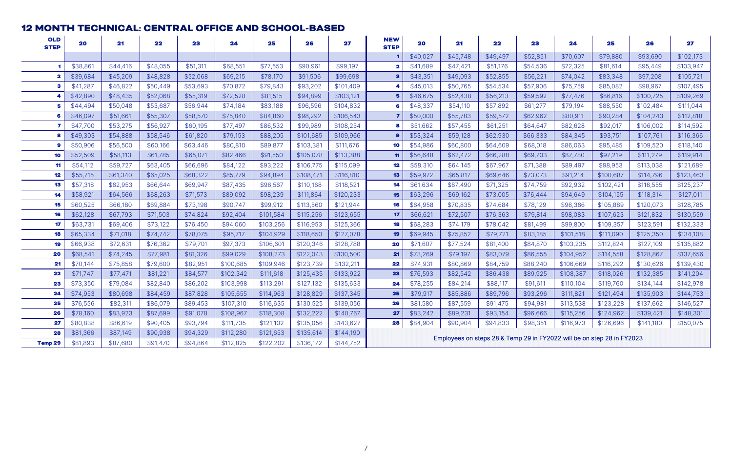## 12 MONTH TECHNICAL: CENTRAL OFFICE AND SCHOOL-BASED

| OLD STEP | 20 | 21 | 22 | 23 | 24 | 25 | 26 | 27 |
|---|---|---|---|---|---|---|---|---|
| 1 | $38,861 | $44,416 | $48,055 | $51,311 | $68,551 | $77,553 | $90,961 | $99,197 |
| 2 | $39,684 | $45,209 | $48,828 | $52,068 | $69,215 | $78,170 | $91,506 | $99,698 |
| 3 | $41,287 | $46,822 | $50,449 | $53,693 | $70,872 | $79,843 | $93,202 | $101,409 |
| 4 | $42,890 | $48,435 | $52,068 | $55,319 | $72,528 | $81,515 | $94,899 | $103,121 |
| 5 | $44,494 | $50,048 | $53,687 | $56,944 | $74,184 | $83,188 | $96,596 | $104,832 |
| 6 | $46,097 | $51,661 | $55,307 | $58,570 | $75,840 | $84,860 | $98,292 | $106,543 |
| 7 | $47,700 | $53,275 | $56,927 | $60,195 | $77,497 | $86,532 | $99,989 | $108,254 |
| 8 | $49,303 | $54,888 | $58,546 | $61,820 | $79,153 | $88,205 | $101,685 | $109,966 |
| 9 | $50,906 | $56,500 | $60,166 | $63,446 | $80,810 | $89,877 | $103,381 | $111,676 |
| 10 | $52,509 | $58,113 | $61,785 | $65,071 | $82,466 | $91,550 | $105,078 | $113,388 |
| 11 | $54,112 | $59,727 | $63,405 | $66,696 | $84,122 | $93,222 | $106,775 | $115,099 |
| 12 | $55,715 | $61,340 | $65,025 | $68,322 | $85,779 | $94,894 | $108,471 | $116,810 |
| 13 | $57,318 | $62,953 | $66,644 | $69,947 | $87,435 | $96,567 | $110,168 | $118,521 |
| 14 | $58,921 | $64,566 | $68,263 | $71,573 | $89,092 | $98,239 | $111,864 | $120,233 |
| 15 | $60,525 | $66,180 | $69,884 | $73,198 | $90,747 | $99,912 | $113,560 | $121,944 |
| 16 | $62,128 | $67,793 | $71,503 | $74,824 | $92,404 | $101,584 | $115,256 | $123,655 |
| 17 | $63,731 | $69,406 | $73,122 | $76,450 | $94,060 | $103,256 | $116,953 | $125,366 |
| 18 | $65,334 | $71,018 | $74,742 | $78,075 | $95,717 | $104,929 | $118,650 | $127,078 |
| 19 | $66,938 | $72,631 | $76,362 | $79,701 | $97,373 | $106,601 | $120,346 | $128,788 |
| 20 | $68,541 | $74,245 | $77,981 | $81,326 | $99,029 | $108,273 | $122,043 | $130,500 |
| 21 | $70,144 | $75,858 | $79,600 | $82,951 | $100,685 | $109,946 | $123,739 | $132,211 |
| 22 | $71,747 | $77,471 | $81,221 | $84,577 | $102,342 | $111,618 | $125,435 | $133,922 |
| 23 | $73,350 | $79,084 | $82,840 | $86,202 | $103,998 | $113,291 | $127,132 | $135,633 |
| 24 | $74,953 | $80,698 | $84,459 | $87,828 | $105,655 | $114,963 | $128,829 | $137,345 |
| 25 | $76,556 | $82,311 | $86,079 | $89,453 | $107,310 | $116,635 | $130,525 | $139,056 |
| 26 | $78,160 | $83,923 | $87,699 | $91,078 | $108,967 | $118,308 | $132,222 | $140,767 |
| 27 | $80,838 | $86,619 | $90,405 | $93,794 | $111,735 | $121,102 | $135,056 | $143,627 |
| 28 | $81,366 | $87,149 | $90,938 | $94,329 | $112,280 | $121,653 | $135,614 | $144,190 |
| Temp 29 | $81,893 | $87,680 | $91,470 | $94,864 | $112,825 | $122,202 | $136,172 | $144,752 |

| NEW STEP | 20 | 21 | 22 | 23 | 24 | 25 | 26 | 27 |
|---|---|---|---|---|---|---|---|---|
| 1 | $40,027 | $45,748 | $49,497 | $52,851 | $70,607 | $79,880 | $93,690 | $102,173 |
| 2 | $41,689 | $47,421 | $51,176 | $54,536 | $72,325 | $81,614 | $95,449 | $103,947 |
| 3 | $43,351 | $49,093 | $52,855 | $56,221 | $74,042 | $83,348 | $97,208 | $105,721 |
| 4 | $45,013 | $50,765 | $54,534 | $57,906 | $75,759 | $85,082 | $98,967 | $107,495 |
| 5 | $46,675 | $52,438 | $56,213 | $59,592 | $77,476 | $86,816 | $100,725 | $109,269 |
| 6 | $48,337 | $54,110 | $57,892 | $61,277 | $79,194 | $88,550 | $102,484 | $111,044 |
| 7 | $50,000 | $55,783 | $59,572 | $62,962 | $80,911 | $90,284 | $104,243 | $112,818 |
| 8 | $51,662 | $57,455 | $61,251 | $64,647 | $82,628 | $92,017 | $106,002 | $114,592 |
| 9 | $53,324 | $59,128 | $62,930 | $66,333 | $84,345 | $93,751 | $107,761 | $116,366 |
| 10 | $54,986 | $60,800 | $64,609 | $68,018 | $86,063 | $95,485 | $109,520 | $118,140 |
| 11 | $56,648 | $62,472 | $66,288 | $69,703 | $87,780 | $97,219 | $111,279 | $119,914 |
| 12 | $58,310 | $64,145 | $67,967 | $71,388 | $89,497 | $98,953 | $113,038 | $121,689 |
| 13 | $59,972 | $65,817 | $69,646 | $73,073 | $91,214 | $100,687 | $114,796 | $123,463 |
| 14 | $61,634 | $67,490 | $71,325 | $74,759 | $92,932 | $102,421 | $116,555 | $125,237 |
| 15 | $63,296 | $69,162 | $73,005 | $76,444 | $94,649 | $104,155 | $118,314 | $127,011 |
| 16 | $64,958 | $70,835 | $74,684 | $78,129 | $96,366 | $105,889 | $120,073 | $128,785 |
| 17 | $66,621 | $72,507 | $76,363 | $79,814 | $98,083 | $107,623 | $121,832 | $130,559 |
| 18 | $68,283 | $74,179 | $78,042 | $81,499 | $99,800 | $109,357 | $123,591 | $132,333 |
| 19 | $69,945 | $75,852 | $79,721 | $83,185 | $101,518 | $111,090 | $125,350 | $134,108 |
| 20 | $71,607 | $77,524 | $81,400 | $84,870 | $103,235 | $112,824 | $127,109 | $135,882 |
| 21 | $73,269 | $79,197 | $83,079 | $86,555 | $104,952 | $114,558 | $128,867 | $137,656 |
| 22 | $74,931 | $80,869 | $84,759 | $88,240 | $106,669 | $116,292 | $130,626 | $139,430 |
| 23 | $76,593 | $82,542 | $86,438 | $89,925 | $108,387 | $118,026 | $132,385 | $141,204 |
| 24 | $78,255 | $84,214 | $88,117 | $91,611 | $110,104 | $119,760 | $134,144 | $142,978 |
| 25 | $79,917 | $85,886 | $89,796 | $93,296 | $111,821 | $121,494 | $135,903 | $144,753 |
| 26 | $81,580 | $87,559 | $91,475 | $94,981 | $113,538 | $123,228 | $137,662 | $146,527 |
| 27 | $83,242 | $89,231 | $93,154 | $96,666 | $115,256 | $124,962 | $139,421 | $148,301 |
| 28 | $84,904 | $90,904 | $94,833 | $98,351 | $116,973 | $126,696 | $141,180 | $150,075 |

Employees on steps 28 & Temp 29 in FY2022 will be on step 28 in FY2023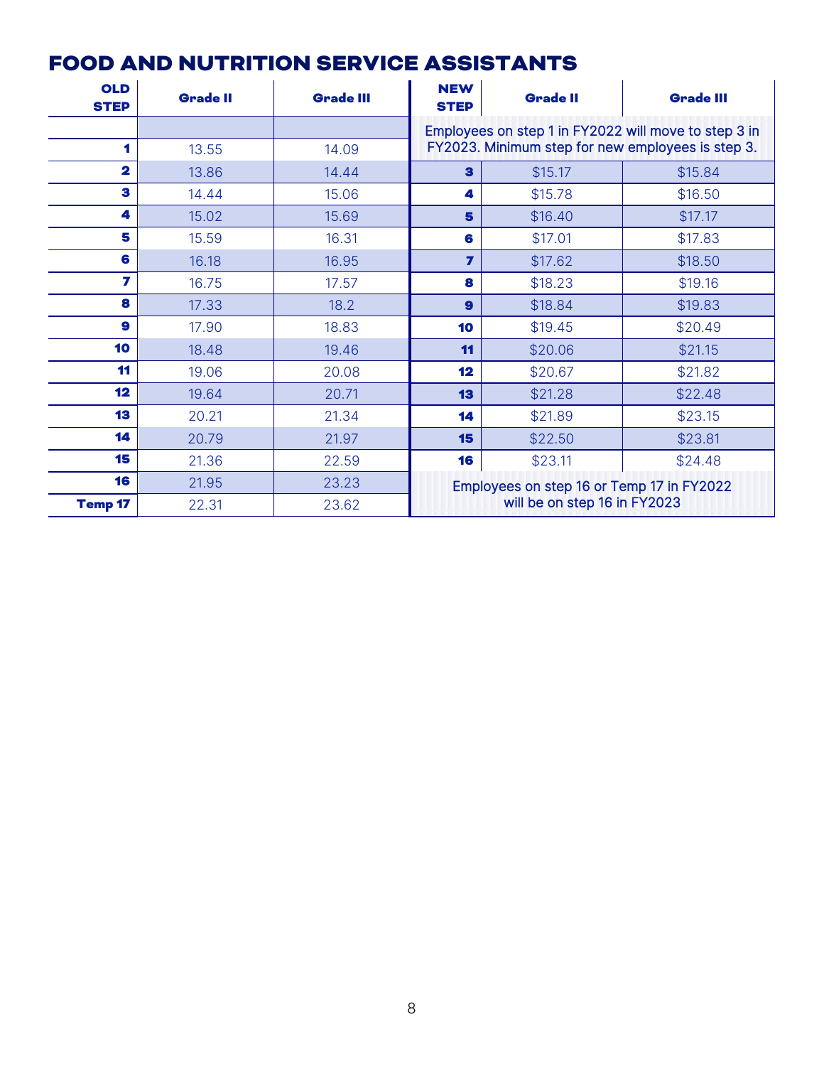## FOOD AND NUTRITION SERVICE ASSISTANTS

| OLD STEP | Grade II | Grade III | NEW STEP | Grade II | Grade III |
|---|---|---|---|---|---|
| | | | Employees on step 1 in FY2022 will move to step 3 in FY2023. Minimum step for new employees is step 3. | | |
| 1 | 13.55 | 14.09 | | | |
| 2 | 13.86 | 14.44 | 3 | $15.17 | $15.84 |
| 3 | 14.44 | 15.06 | 4 | $15.78 | $16.50 |
| 4 | 15.02 | 15.69 | 5 | $16.40 | $17.17 |
| 5 | 15.59 | 16.31 | 6 | $17.01 | $17.83 |
| 6 | 16.18 | 16.95 | 7 | $17.62 | $18.50 |
| 7 | 16.75 | 17.57 | 8 | $18.23 | $19.16 |
| 8 | 17.33 | 18.2 | 9 | $18.84 | $19.83 |
| 9 | 17.90 | 18.83 | 10 | $19.45 | $20.49 |
| 10 | 18.48 | 19.46 | 11 | $20.06 | $21.15 |
| 11 | 19.06 | 20.08 | 12 | $20.67 | $21.82 |
| 12 | 19.64 | 20.71 | 13 | $21.28 | $22.48 |
| 13 | 20.21 | 21.34 | 14 | $21.89 | $23.15 |
| 14 | 20.79 | 21.97 | 15 | $22.50 | $23.81 |
| 15 | 21.36 | 22.59 | 16 | $23.11 | $24.48 |
| 16 | 21.95 | 23.23 | Employees on step 16 or Temp 17 in FY2022 will be on step 16 in FY2023 | | |
| Temp 17 | 22.31 | 23.62 | | | |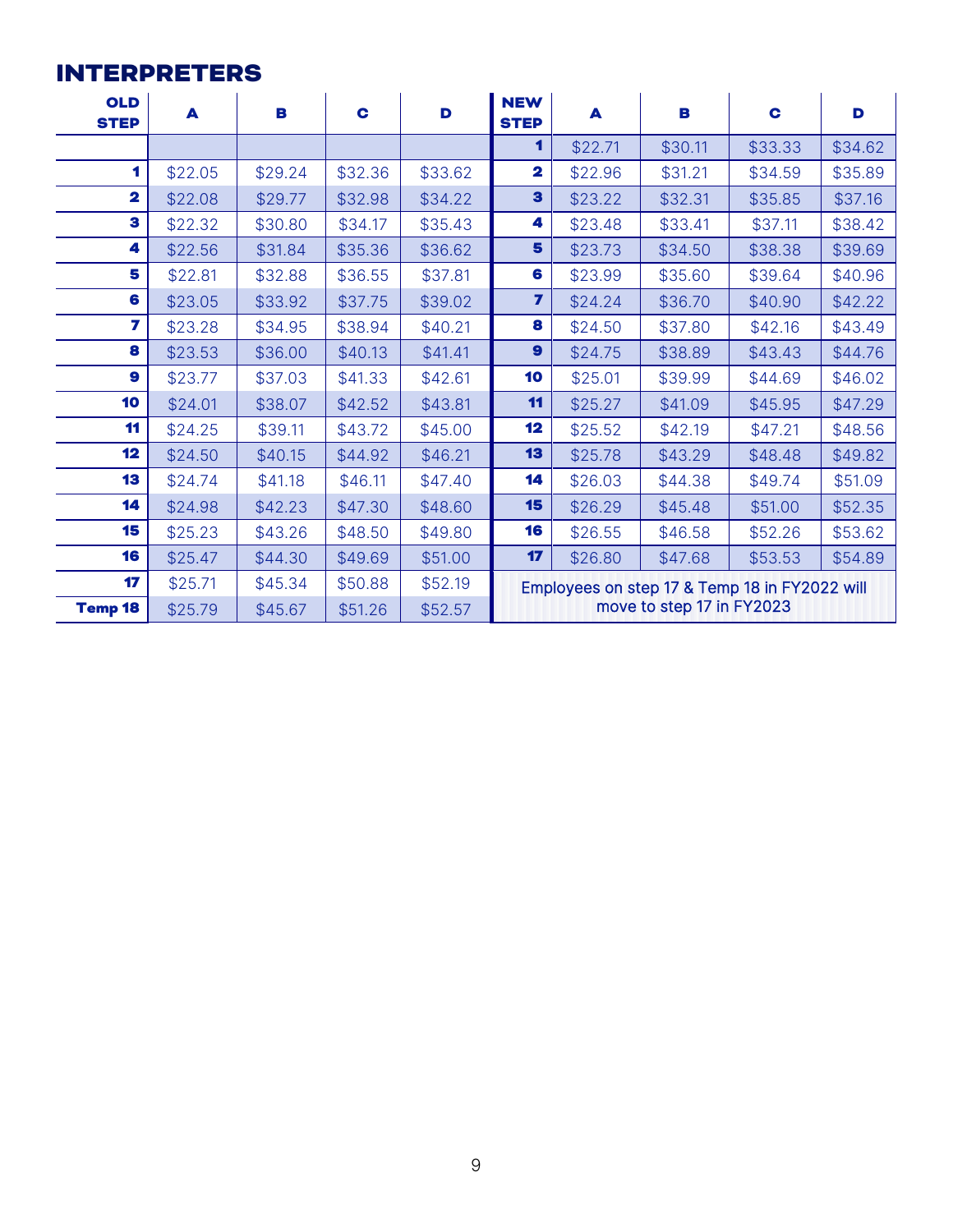## INTERPRETERS

| OLD STEP | A | B | C | D | NEW STEP | A | B | C | D |
|---|---|---|---|---|---|---|---|---|---|
| | | | | | 1 | $22.71 | $30.11 | $33.33 | $34.62 |
| 1 | $22.05 | $29.24 | $32.36 | $33.62 | 2 | $22.96 | $31.21 | $34.59 | $35.89 |
| 2 | $22.08 | $29.77 | $32.98 | $34.22 | 3 | $23.22 | $32.31 | $35.85 | $37.16 |
| 3 | $22.32 | $30.80 | $34.17 | $35.43 | 4 | $23.48 | $33.41 | $37.11 | $38.42 |
| 4 | $22.56 | $31.84 | $35.36 | $36.62 | 5 | $23.73 | $34.50 | $38.38 | $39.69 |
| 5 | $22.81 | $32.88 | $36.55 | $37.81 | 6 | $23.99 | $35.60 | $39.64 | $40.96 |
| 6 | $23.05 | $33.92 | $37.75 | $39.02 | 7 | $24.24 | $36.70 | $40.90 | $42.22 |
| 7 | $23.28 | $34.95 | $38.94 | $40.21 | 8 | $24.50 | $37.80 | $42.16 | $43.49 |
| 8 | $23.53 | $36.00 | $40.13 | $41.41 | 9 | $24.75 | $38.89 | $43.43 | $44.76 |
| 9 | $23.77 | $37.03 | $41.33 | $42.61 | 10 | $25.01 | $39.99 | $44.69 | $46.02 |
| 10 | $24.01 | $38.07 | $42.52 | $43.81 | 11 | $25.27 | $41.09 | $45.95 | $47.29 |
| 11 | $24.25 | $39.11 | $43.72 | $45.00 | 12 | $25.52 | $42.19 | $47.21 | $48.56 |
| 12 | $24.50 | $40.15 | $44.92 | $46.21 | 13 | $25.78 | $43.29 | $48.48 | $49.82 |
| 13 | $24.74 | $41.18 | $46.11 | $47.40 | 14 | $26.03 | $44.38 | $49.74 | $51.09 |
| 14 | $24.98 | $42.23 | $47.30 | $48.60 | 15 | $26.29 | $45.48 | $51.00 | $52.35 |
| 15 | $25.23 | $43.26 | $48.50 | $49.80 | 16 | $26.55 | $46.58 | $52.26 | $53.62 |
| 16 | $25.47 | $44.30 | $49.69 | $51.00 | 17 | $26.80 | $47.68 | $53.53 | $54.89 |
| 17 | $25.71 | $45.34 | $50.88 | $52.19 | Employees on step 17 & Temp 18 in FY2022 will move to step 17 in FY2023 | | | | |
| Temp 18 | $25.79 | $45.67 | $51.26 | $52.57 | | | | | |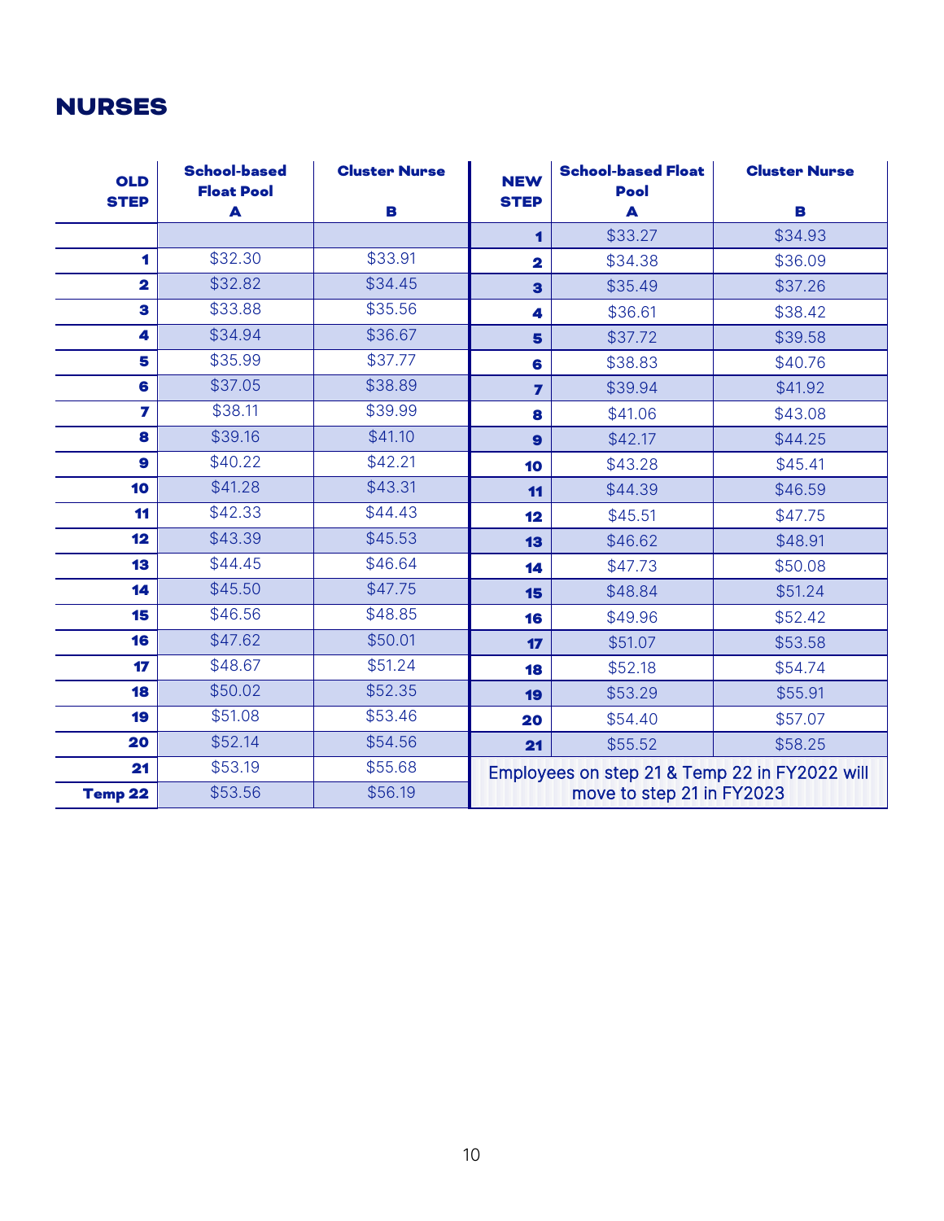# NURSES

| OLD STEP | School-based Float Pool A | Cluster Nurse B | NEW STEP | School-based Float Pool A | Cluster Nurse B |
|---|---|---|---|---|---|
| | | | 1 | $33.27 | $34.93 |
| 1 | $32.30 | $33.91 | 2 | $34.38 | $36.09 |
| 2 | $32.82 | $34.45 | 3 | $35.49 | $37.26 |
| 3 | $33.88 | $35.56 | 4 | $36.61 | $38.42 |
| 4 | $34.94 | $36.67 | 5 | $37.72 | $39.58 |
| 5 | $35.99 | $37.77 | 6 | $38.83 | $40.76 |
| 6 | $37.05 | $38.89 | 7 | $39.94 | $41.92 |
| 7 | $38.11 | $39.99 | 8 | $41.06 | $43.08 |
| 8 | $39.16 | $41.10 | 9 | $42.17 | $44.25 |
| 9 | $40.22 | $42.21 | 10 | $43.28 | $45.41 |
| 10 | $41.28 | $43.31 | 11 | $44.39 | $46.59 |
| 11 | $42.33 | $44.43 | 12 | $45.51 | $47.75 |
| 12 | $43.39 | $45.53 | 13 | $46.62 | $48.91 |
| 13 | $44.45 | $46.64 | 14 | $47.73 | $50.08 |
| 14 | $45.50 | $47.75 | 15 | $48.84 | $51.24 |
| 15 | $46.56 | $48.85 | 16 | $49.96 | $52.42 |
| 16 | $47.62 | $50.01 | 17 | $51.07 | $53.58 |
| 17 | $48.67 | $51.24 | 18 | $52.18 | $54.74 |
| 18 | $50.02 | $52.35 | 19 | $53.29 | $55.91 |
| 19 | $51.08 | $53.46 | 20 | $54.40 | $57.07 |
| 20 | $52.14 | $54.56 | 21 | $55.52 | $58.25 |
| 21 | $53.19 | $55.68 | Employees on step 21 & Temp 22 in FY2022 will move to step 21 in FY2023 | | |
| Temp 22 | $53.56 | $56.19 | | | |